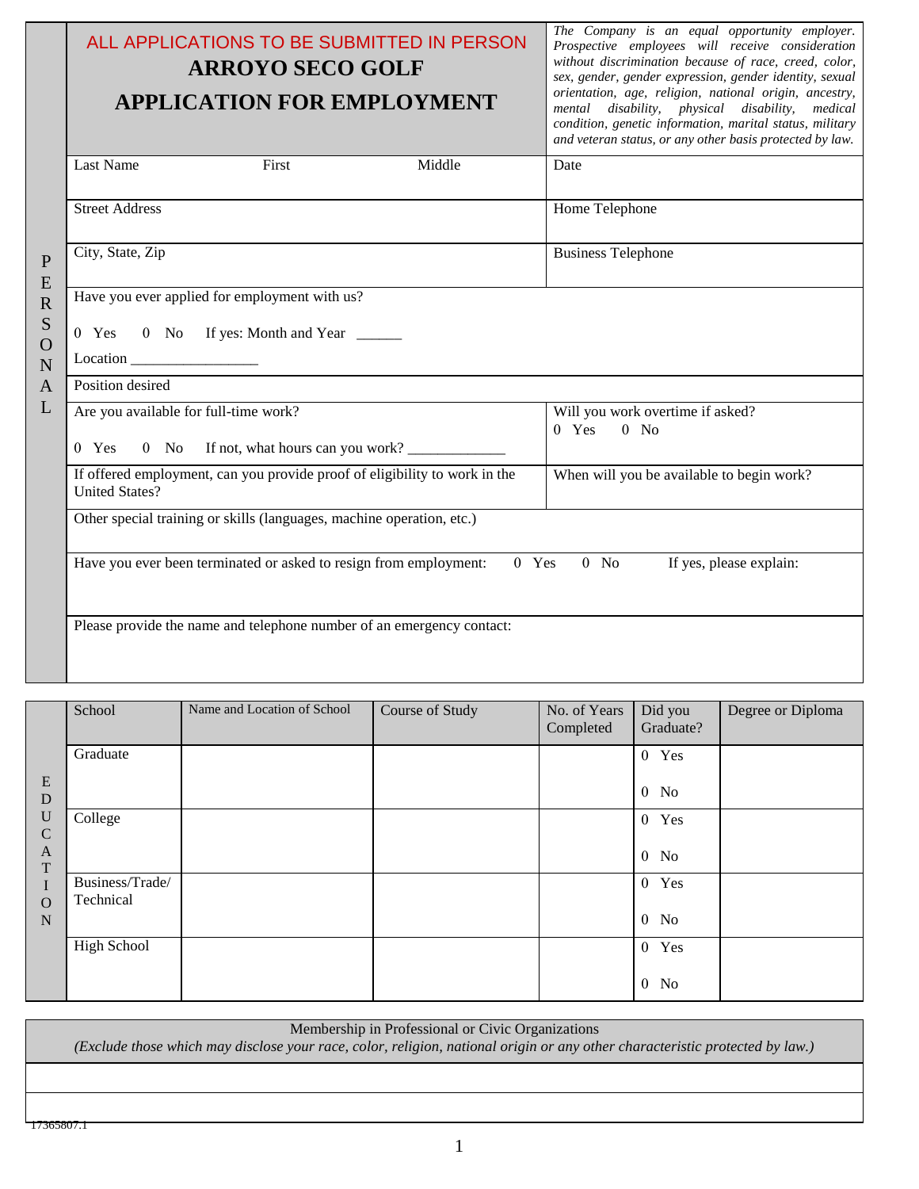ALL APPLICATIONS TO BE SUBMITTED IN PERSON

# ARROYO SECO GOLF

# APPLICATION FOR EMPLOYMENT

*The Company is an equal opportunity employer. Prospective employees will receive consideration without discrimination because of race, creed, color, sex, gender, gender expression, gender identity, sexual orientation, age, religion, national origin, ancestry, mental disability, physical disability, medical condition, genetic information, marital status, military and veteran status, or any other basis protected by law.*

## PERSONAL

| | |
|---|---|
| Last Name First Middle | Date |
| Street Address | Home Telephone |
| City, State, Zip | Business Telephone |

Have you ever applied for employment with us?

0 Yes 0 No If yes: Month and Year ______

Location ________________

Position desired

| | |
|---|---|
| Are you available for full-time work?<br>0 Yes 0 No If not, what hours can you work? _____________ | Will you work overtime if asked?<br>0 Yes 0 No |
| If offered employment, can you provide proof of eligibility to work in the United States? | When will you be available to begin work? |

Other special training or skills (languages, machine operation, etc.)

Have you ever been terminated or asked to resign from employment: 0 Yes 0 No If yes, please explain:

Please provide the name and telephone number of an emergency contact:

## EDUCATION

| School | Name and Location of School | Course of Study | No. of Years Completed | Did you Graduate? | Degree or Diploma |
|---|---|---|---|---|---|
| Graduate | | | | 0 Yes<br>0 No | |
| College | | | | 0 Yes<br>0 No | |
| Business/Trade/ Technical | | | | 0 Yes<br>0 No | |
| High School | | | | 0 Yes<br>0 No | |

Membership in Professional or Civic Organizations

*(Exclude those which may disclose your race, color, religion, national origin or any other characteristic protected by law.)*

| |
|---|
| |
| |

17365807.1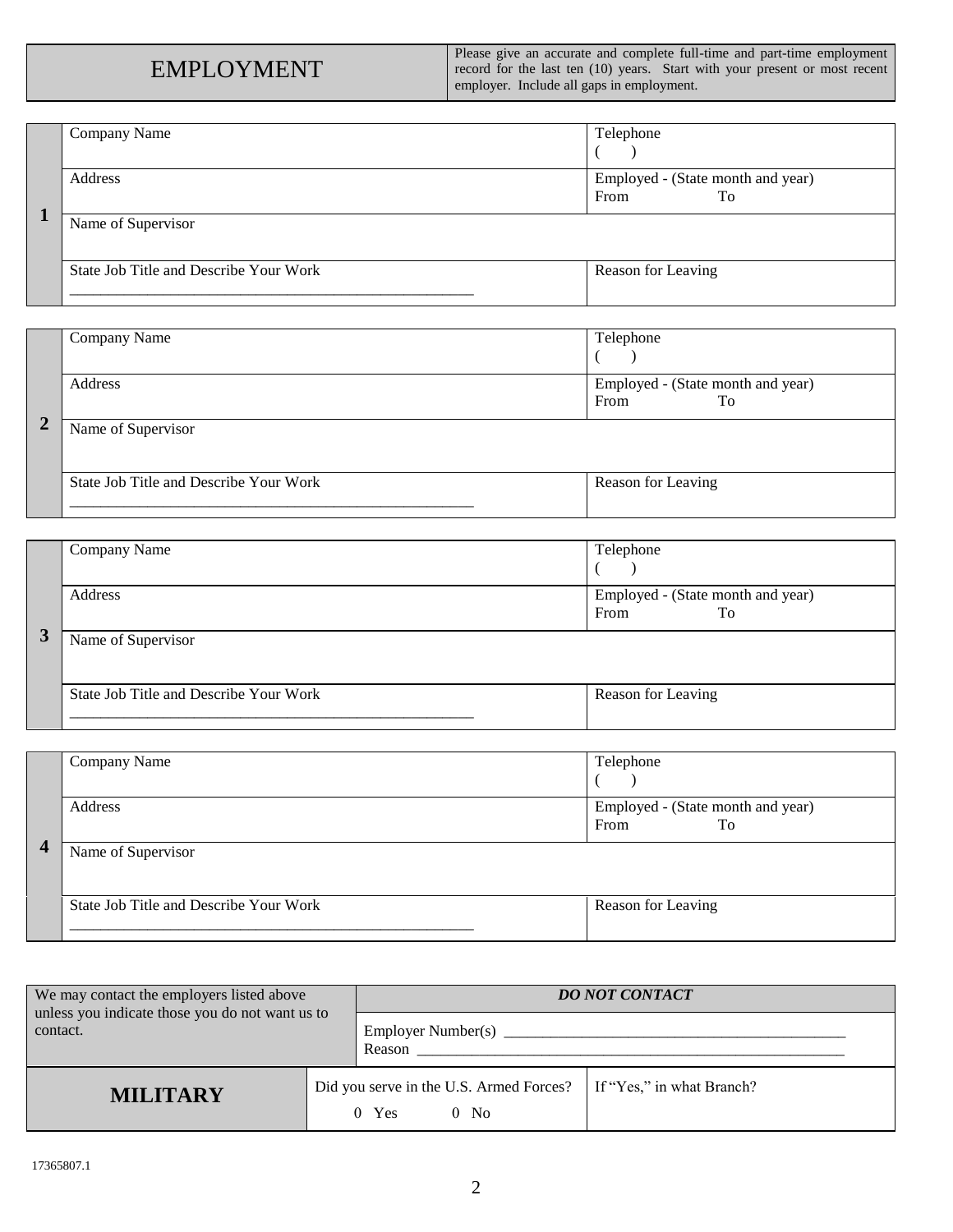| EMPLOYMENT | Please give an accurate and complete full-time and part-time employment record for the last ten (10) years. Start with your present or most recent employer. Include all gaps in employment. |
|---|---|

| | | |
|---|---|---|
| **1** | Company Name | Telephone<br>(     ) |
| | Address | Employed - (State month and year)<br>From                To |
| | Name of Supervisor | |
| | State Job Title and Describe Your Work<br>_______________________________________________ | Reason for Leaving |

| | | |
|---|---|---|
| **2** | Company Name | Telephone<br>(     ) |
| | Address | Employed - (State month and year)<br>From                To |
| | Name of Supervisor | |
| | State Job Title and Describe Your Work<br>_______________________________________________ | Reason for Leaving |

| | | |
|---|---|---|
| **3** | Company Name | Telephone<br>(     ) |
| | Address | Employed - (State month and year)<br>From                To |
| | Name of Supervisor | |
| | State Job Title and Describe Your Work<br>_______________________________________________ | Reason for Leaving |

| | | |
|---|---|---|
| **4** | Company Name | Telephone<br>(     ) |
| | Address | Employed - (State month and year)<br>From                To |
| | Name of Supervisor | |
| | State Job Title and Describe Your Work<br>_______________________________________________ | Reason for Leaving |

| We may contact the employers listed above unless you indicate those you do not want us to contact. | ***DO NOT CONTACT*** |
|---|---|
| | Employer Number(s) ________________________________________<br>Reason ______________________________________________ |

| **MILITARY** | Did you serve in the U.S. Armed Forces?<br>0 Yes          0 No | If "Yes," in what Branch? |
|---|---|---|

17365807.1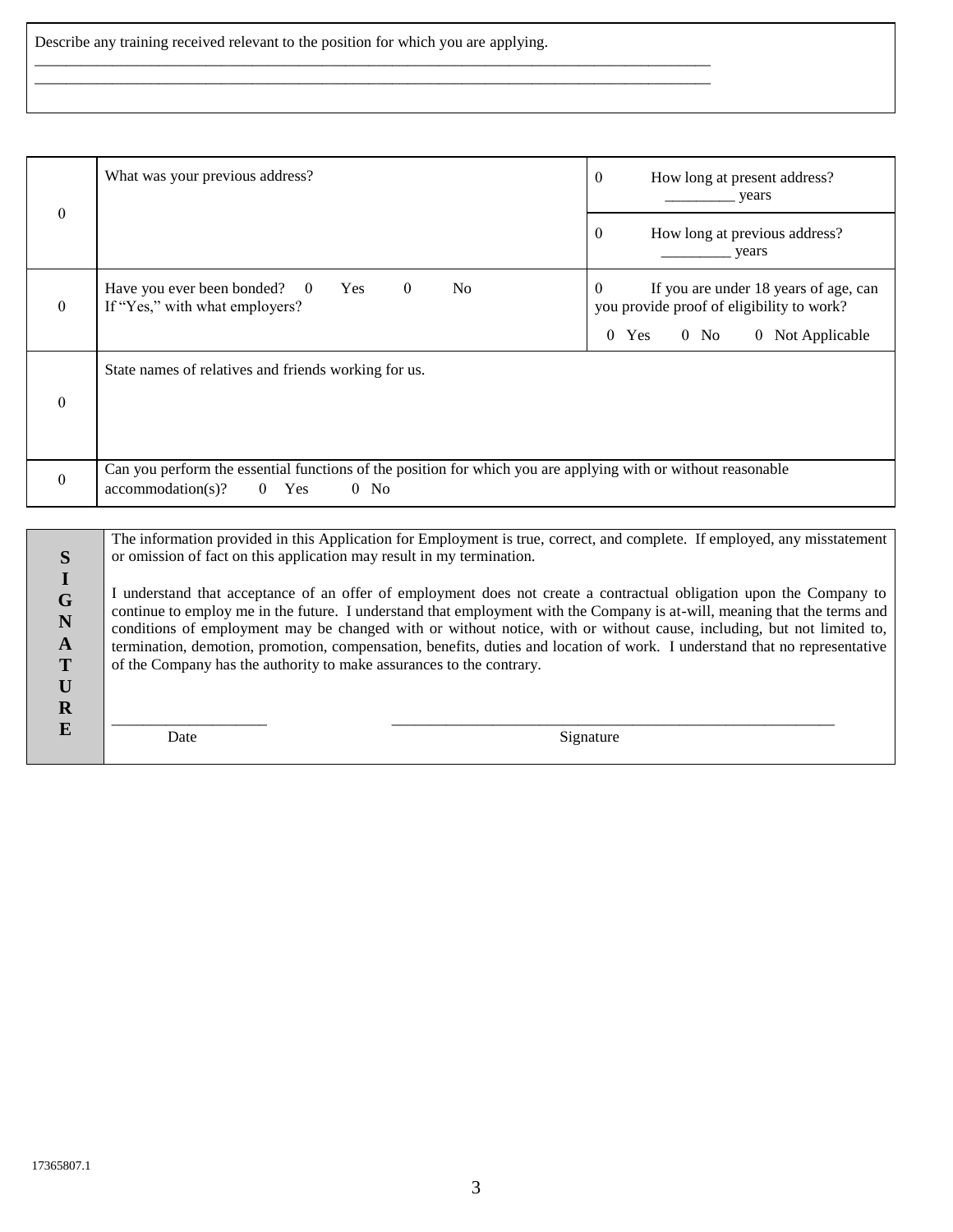Describe any training received relevant to the position for which you are applying.

_______________________________________________________________________________________

_______________________________________________________________________________________

| | | |
|---|---|---|
| 0 | What was your previous address? | 0 How long at present address? _________ years |
| | | 0 How long at previous address? _________ years |
| 0 | Have you ever been bonded? 0 Yes 0 No<br>If "Yes," with what employers? | 0 If you are under 18 years of age, can you provide proof of eligibility to work?<br>0 Yes 0 No 0 Not Applicable |
| 0 | State names of relatives and friends working for us. | |
| 0 | Can you perform the essential functions of the position for which you are applying with or without reasonable accommodation(s)? 0 Yes 0 No | |

**SIGNATURE**

The information provided in this Application for Employment is true, correct, and complete. If employed, any misstatement or omission of fact on this application may result in my termination.

I understand that acceptance of an offer of employment does not create a contractual obligation upon the Company to continue to employ me in the future. I understand that employment with the Company is at-will, meaning that the terms and conditions of employment may be changed with or without notice, with or without cause, including, but not limited to, termination, demotion, promotion, compensation, benefits, duties and location of work. I understand that no representative of the Company has the authority to make assurances to the contrary.

____________________ &nbsp;&nbsp;&nbsp;&nbsp;&nbsp;&nbsp;&nbsp;&nbsp; __________________________________________________________

Date &nbsp;&nbsp;&nbsp;&nbsp;&nbsp;&nbsp;&nbsp;&nbsp;&nbsp;&nbsp;&nbsp;&nbsp;&nbsp;&nbsp;&nbsp;&nbsp;&nbsp;&nbsp;&nbsp;&nbsp;&nbsp;&nbsp;&nbsp;&nbsp;&nbsp;&nbsp;&nbsp;&nbsp;&nbsp;&nbsp; Signature

17365807.1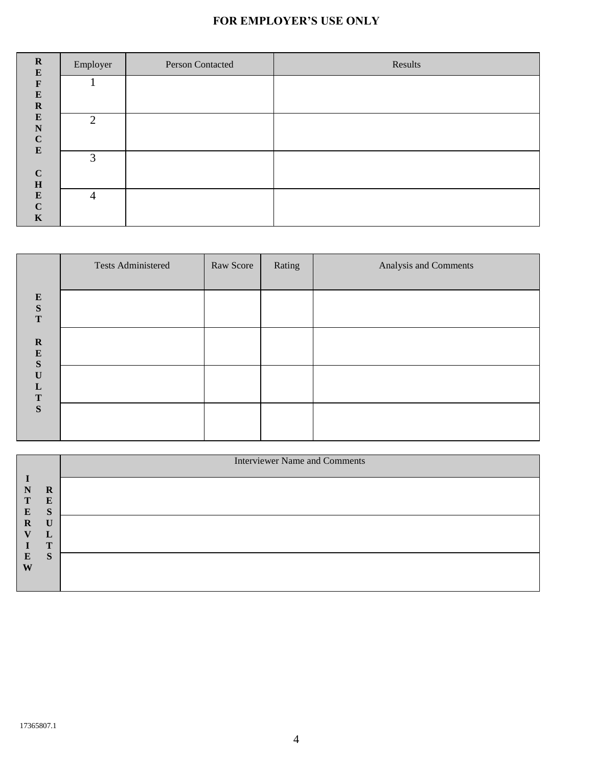# FOR EMPLOYER'S USE ONLY

| REFERENCE CHECK | Employer | Person Contacted | Results |
|---|---|---|---|
| | 1 | | |
| | 2 | | |
| | 3 | | |
| | 4 | | |

| EST RESULTS | Tests Administered | Raw Score | Rating | Analysis and Comments |
|---|---|---|---|---|
| | | | | |
| | | | | |
| | | | | |
| | | | | |

| INTERVIEW RESULTS | Interviewer Name and Comments |
|---|---|
| | |
| | |
| | |

17365807.1